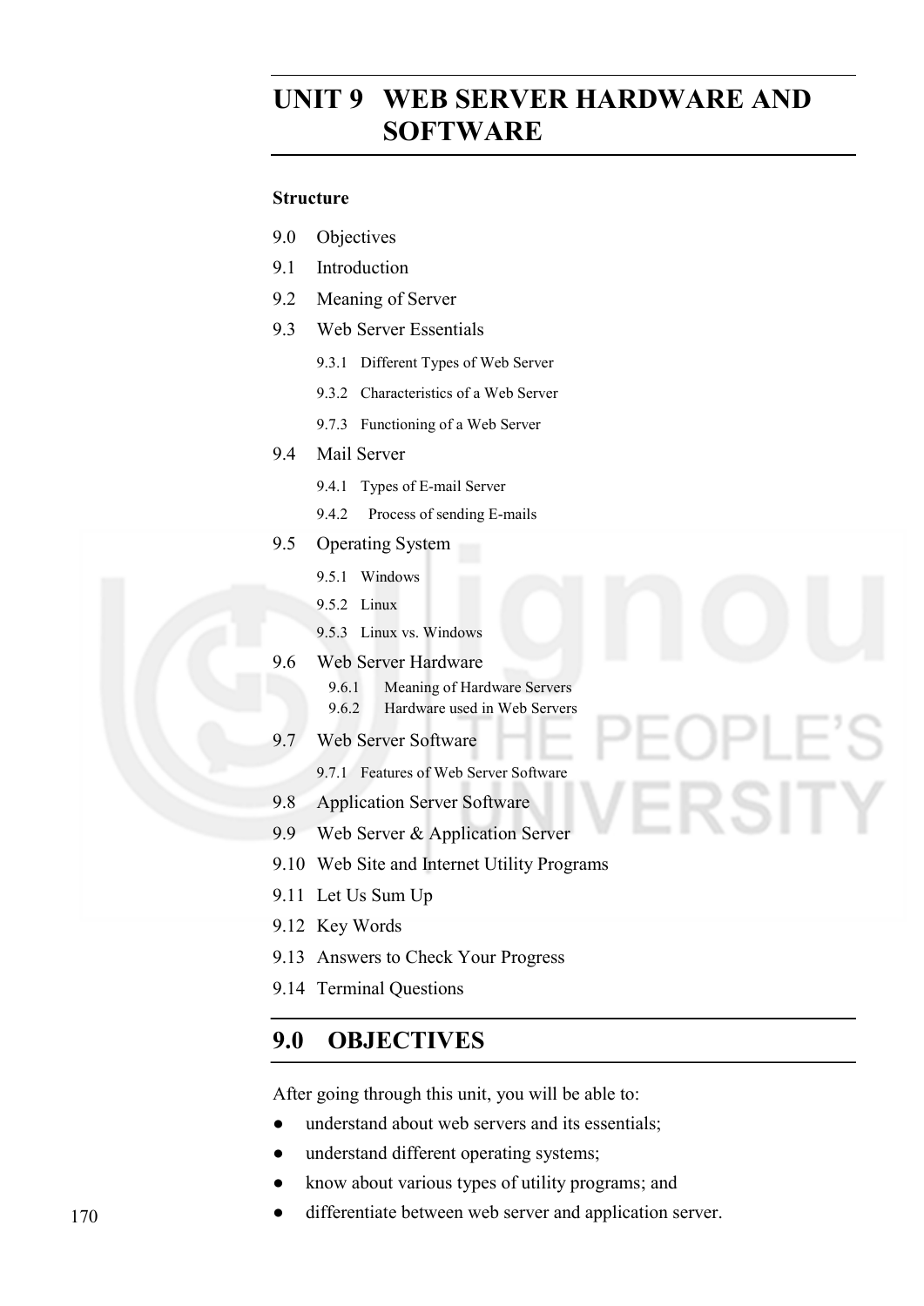# UNIT 9 WEB SERVER HARDWARE AND SOFTWARE

**Structure**

9.0 Objectives

9.1 Introduction

9.2 Meaning of Server

9.3 Web Server Essentials

- 9.3.1 Different Types of Web Server
- 9.3.2 Characteristics of a Web Server
- 9.7.3 Functioning of a Web Server

9.4 Mail Server

- 9.4.1 Types of E-mail Server
- 9.4.2 Process of sending E-mails

9.5 Operating System

- 9.5.1 Windows
- 9.5.2 Linux
- 9.5.3 Linux vs. Windows

9.6 Web Server Hardware

- 9.6.1 Meaning of Hardware Servers
- 9.6.2 Hardware used in Web Servers

9.7 Web Server Software

- 9.7.1 Features of Web Server Software

9.8 Application Server Software

9.9 Web Server & Application Server

9.10 Web Site and Internet Utility Programs

9.11 Let Us Sum Up

9.12 Key Words

9.13 Answers to Check Your Progress

9.14 Terminal Questions

## 9.0 OBJECTIVES

After going through this unit, you will be able to:

- understand about web servers and its essentials;
- understand different operating systems;
- know about various types of utility programs; and
- differentiate between web server and application server.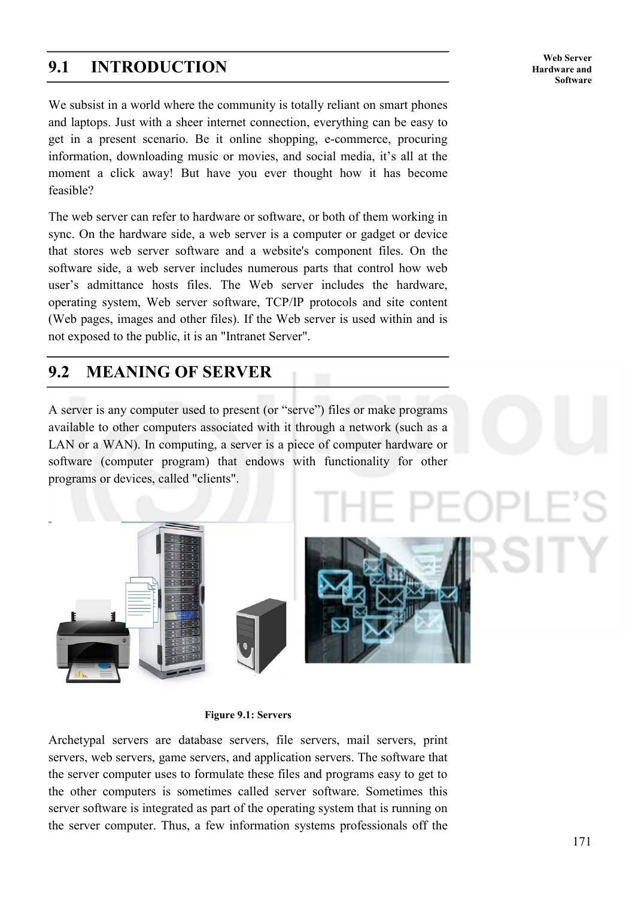## 9.1 INTRODUCTION

We subsist in a world where the community is totally reliant on smart phones and laptops. Just with a sheer internet connection, everything can be easy to get in a present scenario. Be it online shopping, e-commerce, procuring information, downloading music or movies, and social media, it's all at the moment a click away! But have you ever thought how it has become feasible?

The web server can refer to hardware or software, or both of them working in sync. On the hardware side, a web server is a computer or gadget or device that stores web server software and a website's component files. On the software side, a web server includes numerous parts that control how web user's admittance hosts files. The Web server includes the hardware, operating system, Web server software, TCP/IP protocols and site content (Web pages, images and other files). If the Web server is used within and is not exposed to the public, it is an "Intranet Server".

## 9.2 MEANING OF SERVER

A server is any computer used to present (or "serve") files or make programs available to other computers associated with it through a network (such as a LAN or a WAN). In computing, a server is a piece of computer hardware or software (computer program) that endows with functionality for other programs or devices, called "clients".

**Figure 9.1: Servers**

Archetypal servers are database servers, file servers, mail servers, print servers, web servers, game servers, and application servers. The software that the server computer uses to formulate these files and programs easy to get to the other computers is sometimes called server software. Sometimes this server software is integrated as part of the operating system that is running on the server computer. Thus, a few information systems professionals off the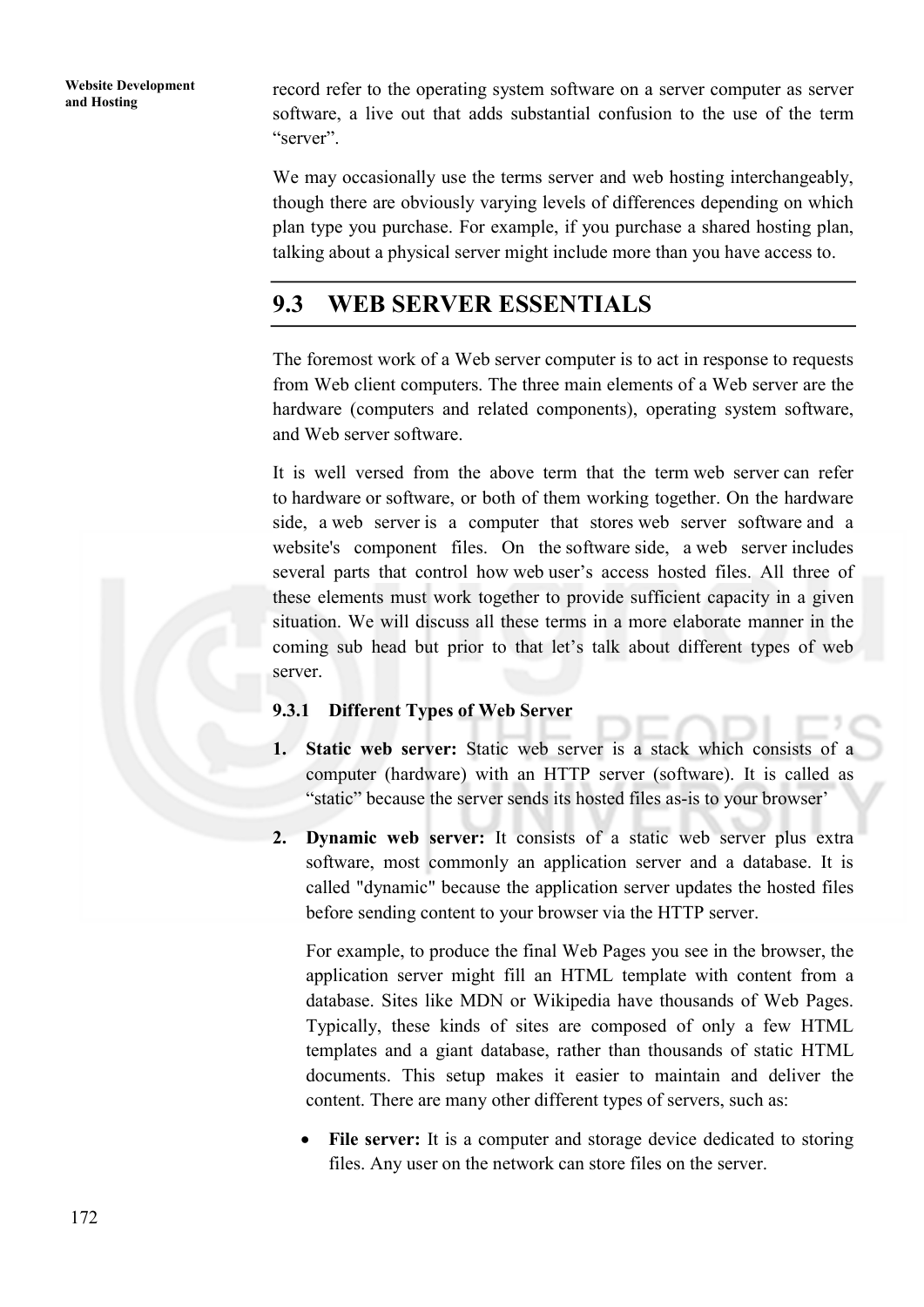record refer to the operating system software on a server computer as server software, a live out that adds substantial confusion to the use of the term "server".

We may occasionally use the terms server and web hosting interchangeably, though there are obviously varying levels of differences depending on which plan type you purchase. For example, if you purchase a shared hosting plan, talking about a physical server might include more than you have access to.

## 9.3 WEB SERVER ESSENTIALS

The foremost work of a Web server computer is to act in response to requests from Web client computers. The three main elements of a Web server are the hardware (computers and related components), operating system software, and Web server software.

It is well versed from the above term that the term web server can refer to hardware or software, or both of them working together. On the hardware side, a web server is a computer that stores web server software and a website's component files. On the software side, a web server includes several parts that control how web user's access hosted files. All three of these elements must work together to provide sufficient capacity in a given situation. We will discuss all these terms in a more elaborate manner in the coming sub head but prior to that let's talk about different types of web server.

### 9.3.1 Different Types of Web Server

1. **Static web server:** Static web server is a stack which consists of a computer (hardware) with an HTTP server (software). It is called as "static" because the server sends its hosted files as-is to your browser'

2. **Dynamic web server:** It consists of a static web server plus extra software, most commonly an application server and a database. It is called "dynamic" because the application server updates the hosted files before sending content to your browser via the HTTP server.

   For example, to produce the final Web Pages you see in the browser, the application server might fill an HTML template with content from a database. Sites like MDN or Wikipedia have thousands of Web Pages. Typically, these kinds of sites are composed of only a few HTML templates and a giant database, rather than thousands of static HTML documents. This setup makes it easier to maintain and deliver the content. There are many other different types of servers, such as:

   - **File server:** It is a computer and storage device dedicated to storing files. Any user on the network can store files on the server.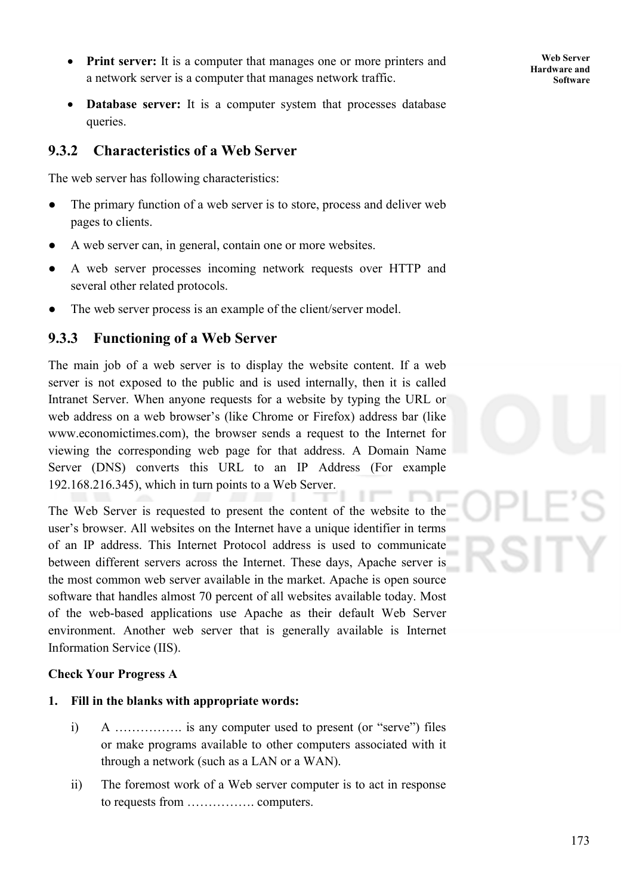- **Print server:** It is a computer that manages one or more printers and a network server is a computer that manages network traffic.

- **Database server:** It is a computer system that processes database queries.

### 9.3.2 Characteristics of a Web Server

The web server has following characteristics:

- The primary function of a web server is to store, process and deliver web pages to clients.
- A web server can, in general, contain one or more websites.
- A web server processes incoming network requests over HTTP and several other related protocols.
- The web server process is an example of the client/server model.

### 9.3.3 Functioning of a Web Server

The main job of a web server is to display the website content. If a web server is not exposed to the public and is used internally, then it is called Intranet Server. When anyone requests for a website by typing the URL or web address on a web browser's (like Chrome or Firefox) address bar (like www.economictimes.com), the browser sends a request to the Internet for viewing the corresponding web page for that address. A Domain Name Server (DNS) converts this URL to an IP Address (For example 192.168.216.345), which in turn points to a Web Server.

The Web Server is requested to present the content of the website to the user's browser. All websites on the Internet have a unique identifier in terms of an IP address. This Internet Protocol address is used to communicate between different servers across the Internet. These days, Apache server is the most common web server available in the market. Apache is open source software that handles almost 70 percent of all websites available today. Most of the web-based applications use Apache as their default Web Server environment. Another web server that is generally available is Internet Information Service (IIS).

**Check Your Progress A**

**1. Fill in the blanks with appropriate words:**

i) A ……………. is any computer used to present (or "serve") files or make programs available to other computers associated with it through a network (such as a LAN or a WAN).

ii) The foremost work of a Web server computer is to act in response to requests from ……………. computers.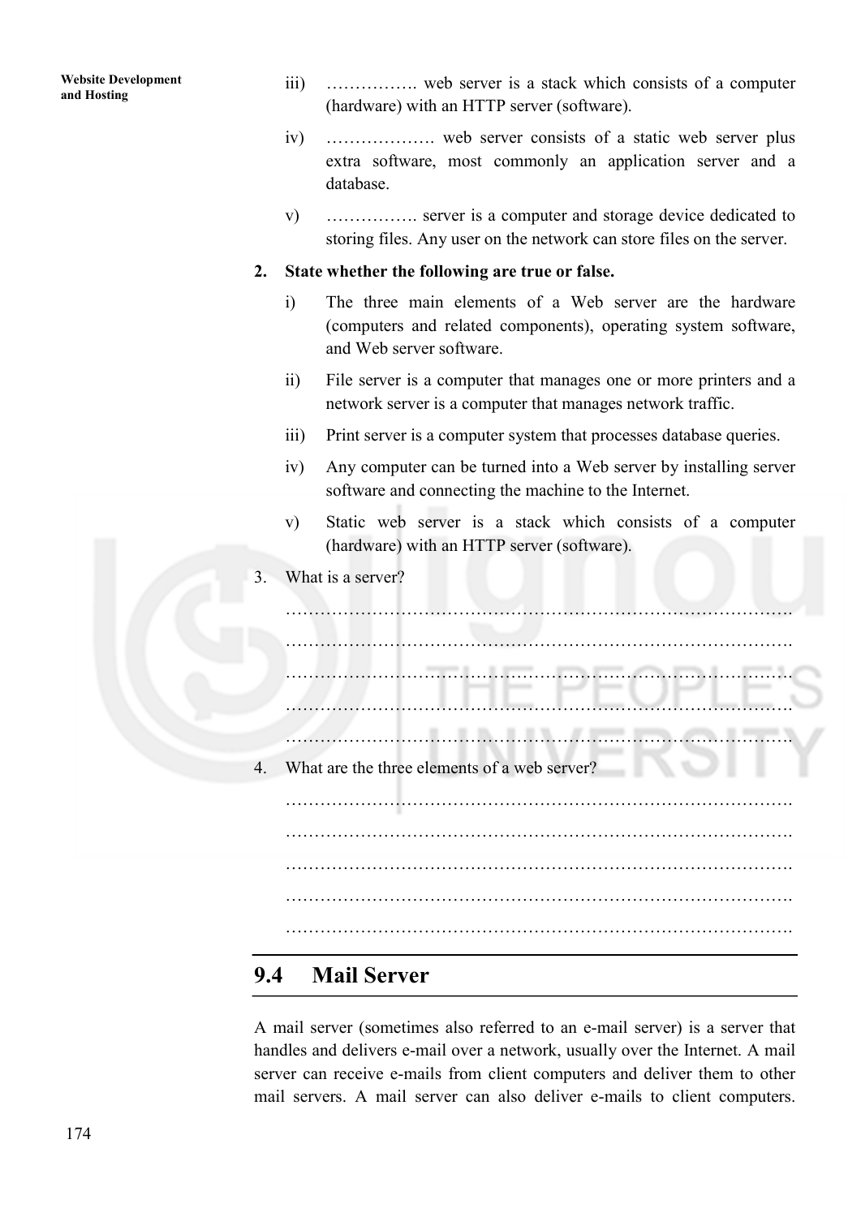iii) ……………. web server is a stack which consists of a computer (hardware) with an HTTP server (software).

iv) ………………. web server consists of a static web server plus extra software, most commonly an application server and a database.

v) ……………. server is a computer and storage device dedicated to storing files. Any user on the network can store files on the server.

**2. State whether the following are true or false.**

i) The three main elements of a Web server are the hardware (computers and related components), operating system software, and Web server software.

ii) File server is a computer that manages one or more printers and a network server is a computer that manages network traffic.

iii) Print server is a computer system that processes database queries.

iv) Any computer can be turned into a Web server by installing server software and connecting the machine to the Internet.

v) Static web server is a stack which consists of a computer (hardware) with an HTTP server (software).

3. What is a server?

…………………………………………………………………………….

…………………………………………………………………………….

…………………………………………………………………………….

…………………………………………………………………………….

…………………………………………………………………………….

4. What are the three elements of a web server?

…………………………………………………………………………….

…………………………………………………………………………….

…………………………………………………………………………….

…………………………………………………………………………….

…………………………………………………………………………….

## 9.4 Mail Server

A mail server (sometimes also referred to an e-mail server) is a server that handles and delivers e-mail over a network, usually over the Internet. A mail server can receive e-mails from client computers and deliver them to other mail servers. A mail server can also deliver e-mails to client computers.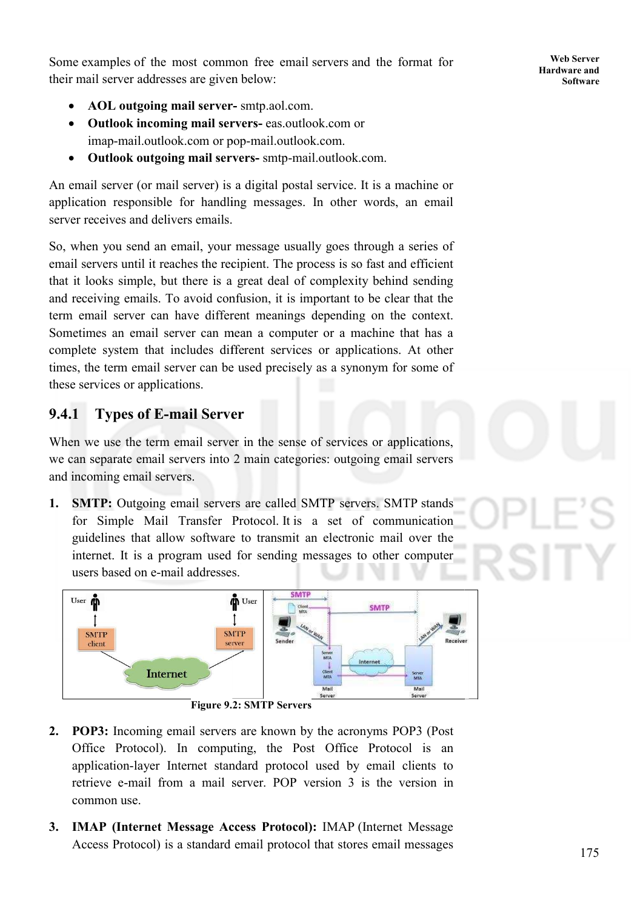Some examples of the most common free email servers and the format for their mail server addresses are given below:

- **AOL outgoing mail server-** smtp.aol.com.
- **Outlook incoming mail servers-** eas.outlook.com or imap-mail.outlook.com or pop-mail.outlook.com.
- **Outlook outgoing mail servers-** smtp-mail.outlook.com.

An email server (or mail server) is a digital postal service. It is a machine or application responsible for handling messages. In other words, an email server receives and delivers emails.

So, when you send an email, your message usually goes through a series of email servers until it reaches the recipient. The process is so fast and efficient that it looks simple, but there is a great deal of complexity behind sending and receiving emails. To avoid confusion, it is important to be clear that the term email server can have different meanings depending on the context. Sometimes an email server can mean a computer or a machine that has a complete system that includes different services or applications. At other times, the term email server can be used precisely as a synonym for some of these services or applications.

### 9.4.1 Types of E-mail Server

When we use the term email server in the sense of services or applications, we can separate email servers into 2 main categories: outgoing email servers and incoming email servers.

1. **SMTP:** Outgoing email servers are called SMTP servers. SMTP stands for Simple Mail Transfer Protocol. It is a set of communication guidelines that allow software to transmit an electronic mail over the internet. It is a program used for sending messages to other computer users based on e-mail addresses.

Figure 9.2: SMTP Servers

2. **POP3:** Incoming email servers are known by the acronyms POP3 (Post Office Protocol). In computing, the Post Office Protocol is an application-layer Internet standard protocol used by email clients to retrieve e-mail from a mail server. POP version 3 is the version in common use.

3. **IMAP (Internet Message Access Protocol):** IMAP (Internet Message Access Protocol) is a standard email protocol that stores email messages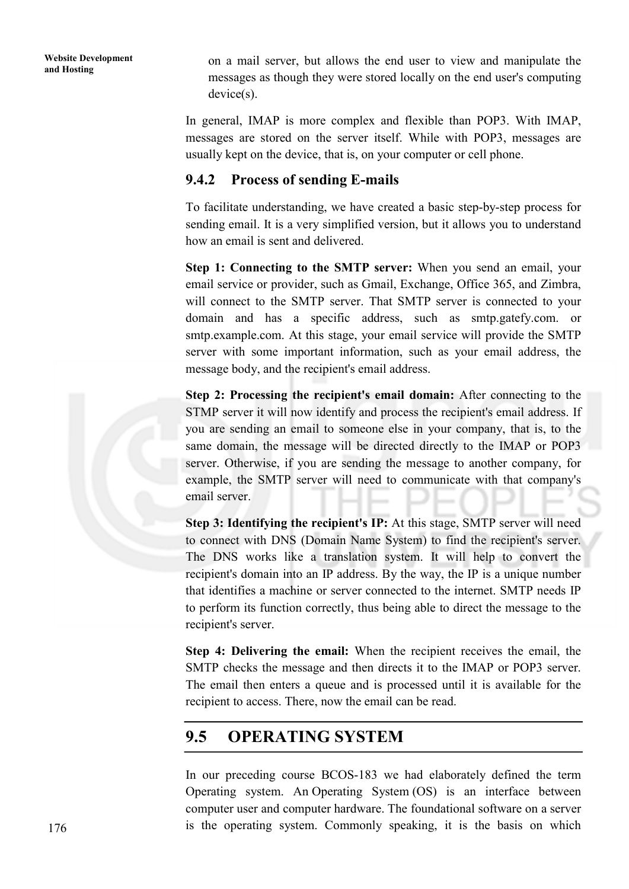on a mail server, but allows the end user to view and manipulate the messages as though they were stored locally on the end user's computing device(s).

In general, IMAP is more complex and flexible than POP3. With IMAP, messages are stored on the server itself. While with POP3, messages are usually kept on the device, that is, on your computer or cell phone.

### 9.4.2 Process of sending E-mails

To facilitate understanding, we have created a basic step-by-step process for sending email. It is a very simplified version, but it allows you to understand how an email is sent and delivered.

**Step 1: Connecting to the SMTP server:** When you send an email, your email service or provider, such as Gmail, Exchange, Office 365, and Zimbra, will connect to the SMTP server. That SMTP server is connected to your domain and has a specific address, such as smtp.gatefy.com. or smtp.example.com. At this stage, your email service will provide the SMTP server with some important information, such as your email address, the message body, and the recipient's email address.

**Step 2: Processing the recipient's email domain:** After connecting to the STMP server it will now identify and process the recipient's email address. If you are sending an email to someone else in your company, that is, to the same domain, the message will be directed directly to the IMAP or POP3 server. Otherwise, if you are sending the message to another company, for example, the SMTP server will need to communicate with that company's email server.

**Step 3: Identifying the recipient's IP:** At this stage, SMTP server will need to connect with DNS (Domain Name System) to find the recipient's server. The DNS works like a translation system. It will help to convert the recipient's domain into an IP address. By the way, the IP is a unique number that identifies a machine or server connected to the internet. SMTP needs IP to perform its function correctly, thus being able to direct the message to the recipient's server.

**Step 4: Delivering the email:** When the recipient receives the email, the SMTP checks the message and then directs it to the IMAP or POP3 server. The email then enters a queue and is processed until it is available for the recipient to access. There, now the email can be read.

## 9.5 OPERATING SYSTEM

In our preceding course BCOS-183 we had elaborately defined the term Operating system. An Operating System (OS) is an interface between computer user and computer hardware. The foundational software on a server is the operating system. Commonly speaking, it is the basis on which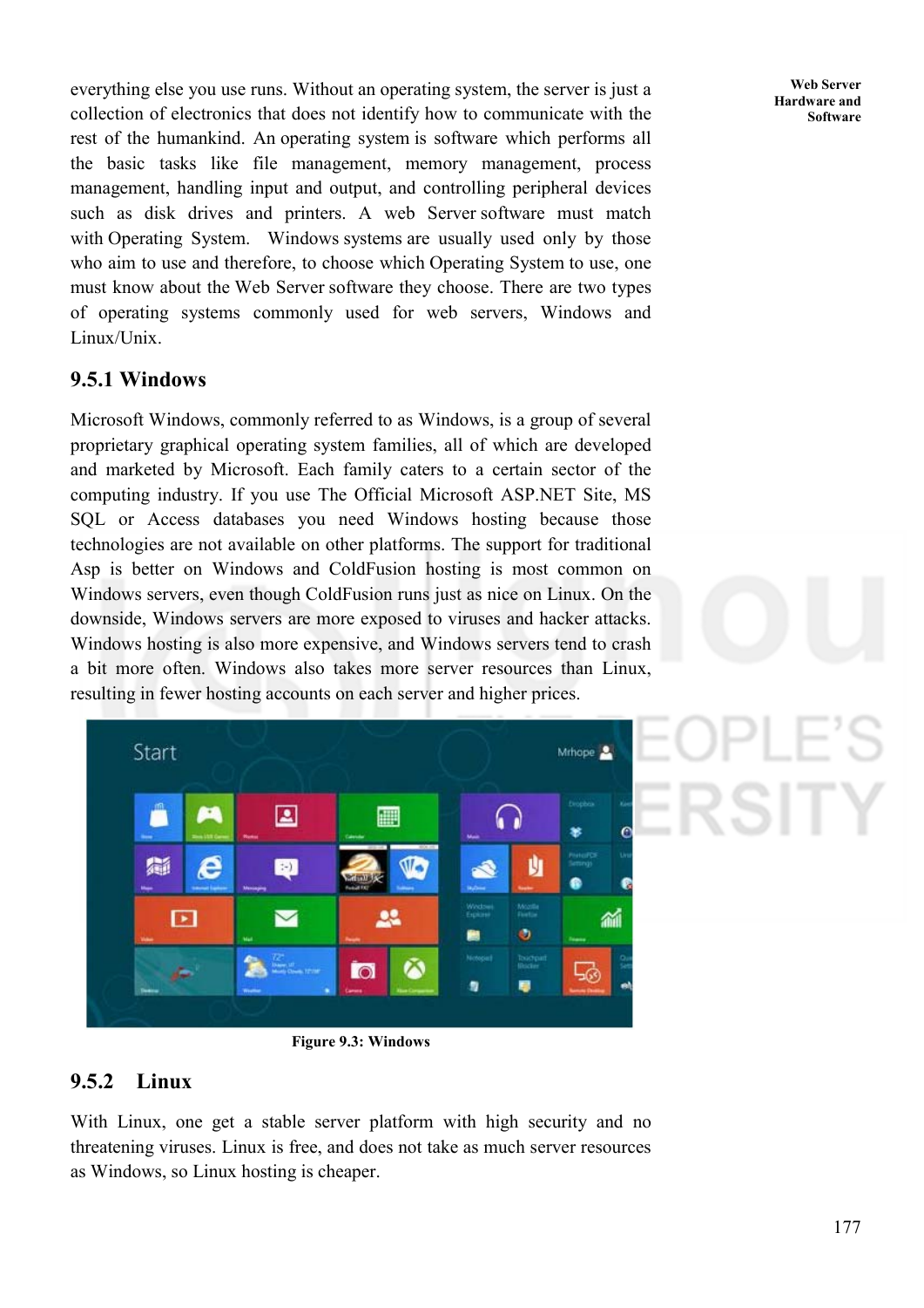everything else you use runs. Without an operating system, the server is just a collection of electronics that does not identify how to communicate with the rest of the humankind. An operating system is software which performs all the basic tasks like file management, memory management, process management, handling input and output, and controlling peripheral devices such as disk drives and printers. A web Server software must match with Operating System. Windows systems are usually used only by those who aim to use and therefore, to choose which Operating System to use, one must know about the Web Server software they choose. There are two types of operating systems commonly used for web servers, Windows and Linux/Unix.

### 9.5.1 Windows

Microsoft Windows, commonly referred to as Windows, is a group of several proprietary graphical operating system families, all of which are developed and marketed by Microsoft. Each family caters to a certain sector of the computing industry. If you use The Official Microsoft ASP.NET Site, MS SQL or Access databases you need Windows hosting because those technologies are not available on other platforms. The support for traditional Asp is better on Windows and ColdFusion hosting is most common on Windows servers, even though ColdFusion runs just as nice on Linux. On the downside, Windows servers are more exposed to viruses and hacker attacks. Windows hosting is also more expensive, and Windows servers tend to crash a bit more often. Windows also takes more server resources than Linux, resulting in fewer hosting accounts on each server and higher prices.

**Figure 9.3: Windows**

### 9.5.2 Linux

With Linux, one get a stable server platform with high security and no threatening viruses. Linux is free, and does not take as much server resources as Windows, so Linux hosting is cheaper.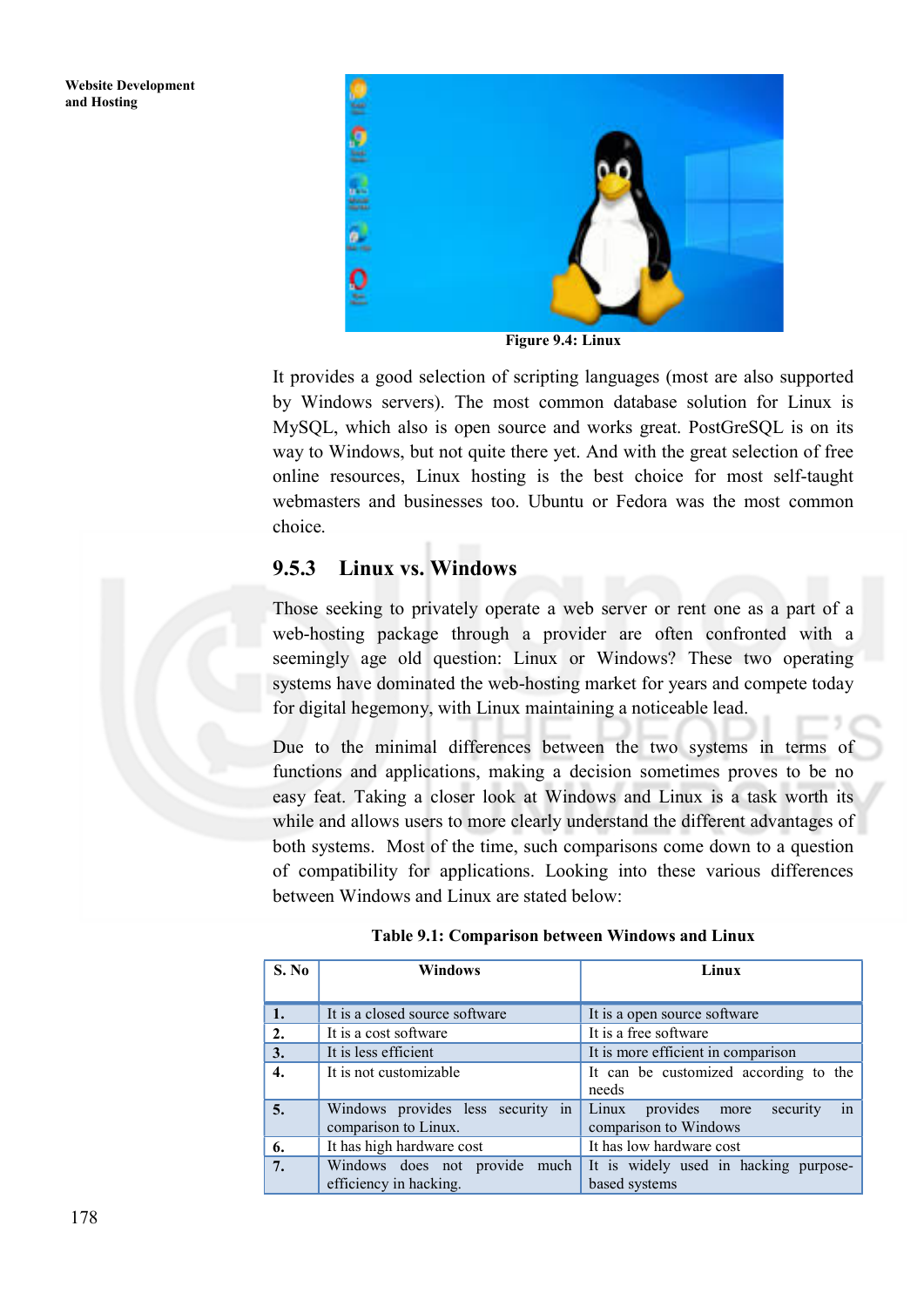Figure 9.4: Linux

It provides a good selection of scripting languages (most are also supported by Windows servers). The most common database solution for Linux is MySQL, which also is open source and works great. PostGreSQL is on its way to Windows, but not quite there yet. And with the great selection of free online resources, Linux hosting is the best choice for most self-taught webmasters and businesses too. Ubuntu or Fedora was the most common choice.

### 9.5.3 Linux vs. Windows

Those seeking to privately operate a web server or rent one as a part of a web-hosting package through a provider are often confronted with a seemingly age old question: Linux or Windows? These two operating systems have dominated the web-hosting market for years and compete today for digital hegemony, with Linux maintaining a noticeable lead.

Due to the minimal differences between the two systems in terms of functions and applications, making a decision sometimes proves to be no easy feat. Taking a closer look at Windows and Linux is a task worth its while and allows users to more clearly understand the different advantages of both systems. Most of the time, such comparisons come down to a question of compatibility for applications. Looking into these various differences between Windows and Linux are stated below:

**Table 9.1: Comparison between Windows and Linux**

| S. No | Windows | Linux |
|---|---|---|
| 1. | It is a closed source software | It is a open source software |
| 2. | It is a cost software | It is a free software |
| 3. | It is less efficient | It is more efficient in comparison |
| 4. | It is not customizable | It can be customized according to the needs |
| 5. | Windows provides less security in comparison to Linux. | Linux provides more security in comparison to Windows |
| 6. | It has high hardware cost | It has low hardware cost |
| 7. | Windows does not provide much efficiency in hacking. | It is widely used in hacking purpose-based systems |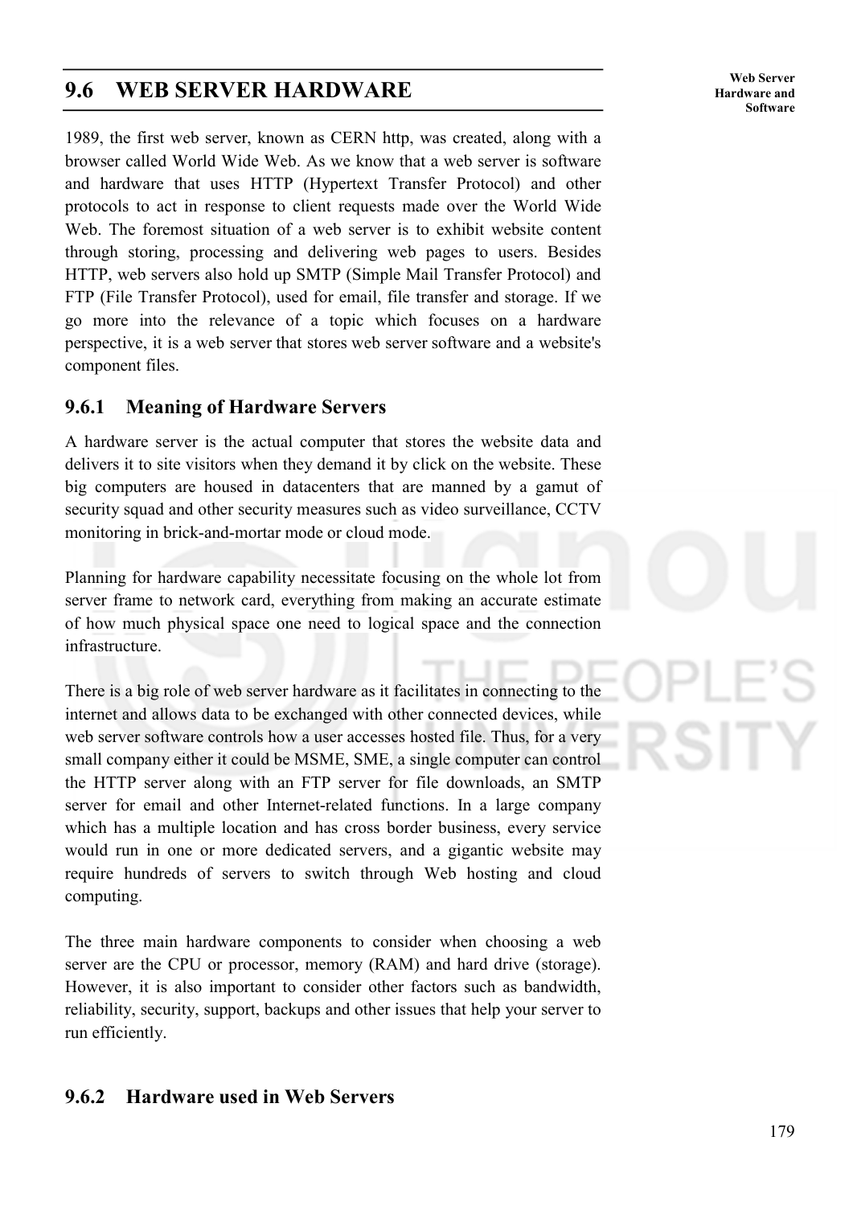## 9.6 WEB SERVER HARDWARE

1989, the first web server, known as CERN http, was created, along with a browser called World Wide Web. As we know that a web server is software and hardware that uses HTTP (Hypertext Transfer Protocol) and other protocols to act in response to client requests made over the World Wide Web. The foremost situation of a web server is to exhibit website content through storing, processing and delivering web pages to users. Besides HTTP, web servers also hold up SMTP (Simple Mail Transfer Protocol) and FTP (File Transfer Protocol), used for email, file transfer and storage. If we go more into the relevance of a topic which focuses on a hardware perspective, it is a web server that stores web server software and a website's component files.

### 9.6.1 Meaning of Hardware Servers

A hardware server is the actual computer that stores the website data and delivers it to site visitors when they demand it by click on the website. These big computers are housed in datacenters that are manned by a gamut of security squad and other security measures such as video surveillance, CCTV monitoring in brick-and-mortar mode or cloud mode.

Planning for hardware capability necessitate focusing on the whole lot from server frame to network card, everything from making an accurate estimate of how much physical space one need to logical space and the connection infrastructure.

There is a big role of web server hardware as it facilitates in connecting to the internet and allows data to be exchanged with other connected devices, while web server software controls how a user accesses hosted file. Thus, for a very small company either it could be MSME, SME, a single computer can control the HTTP server along with an FTP server for file downloads, an SMTP server for email and other Internet-related functions. In a large company which has a multiple location and has cross border business, every service would run in one or more dedicated servers, and a gigantic website may require hundreds of servers to switch through Web hosting and cloud computing.

The three main hardware components to consider when choosing a web server are the CPU or processor, memory (RAM) and hard drive (storage). However, it is also important to consider other factors such as bandwidth, reliability, security, support, backups and other issues that help your server to run efficiently.

### 9.6.2 Hardware used in Web Servers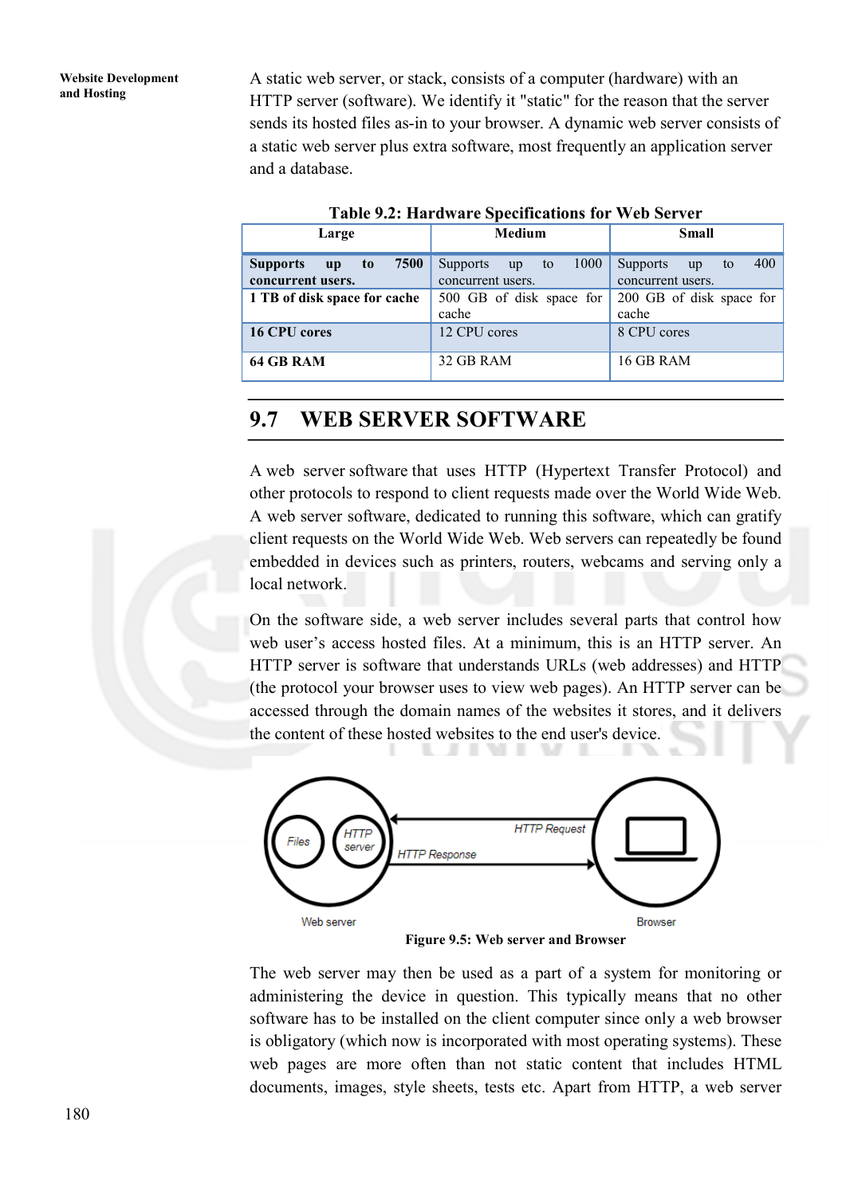A static web server, or stack, consists of a computer (hardware) with an HTTP server (software). We identify it "static" for the reason that the server sends its hosted files as-in to your browser. A dynamic web server consists of a static web server plus extra software, most frequently an application server and a database.

**Table 9.2: Hardware Specifications for Web Server**

| Large | Medium | Small |
|---|---|---|
| **Supports up to 7500 concurrent users.** | Supports up to 1000 concurrent users. | Supports up to 400 concurrent users. |
| **1 TB of disk space for cache** | 500 GB of disk space for cache | 200 GB of disk space for cache |
| **16 CPU cores** | 12 CPU cores | 8 CPU cores |
| **64 GB RAM** | 32 GB RAM | 16 GB RAM |

## 9.7 WEB SERVER SOFTWARE

A web server software that uses HTTP (Hypertext Transfer Protocol) and other protocols to respond to client requests made over the World Wide Web. A web server software, dedicated to running this software, which can gratify client requests on the World Wide Web. Web servers can repeatedly be found embedded in devices such as printers, routers, webcams and serving only a local network.

On the software side, a web server includes several parts that control how web user's access hosted files. At a minimum, this is an HTTP server. An HTTP server is software that understands URLs (web addresses) and HTTP (the protocol your browser uses to view web pages). An HTTP server can be accessed through the domain names of the websites it stores, and it delivers the content of these hosted websites to the end user's device.

Files | HTTP server | HTTP Request | HTTP Response | Web server | Browser

**Figure 9.5: Web server and Browser**

The web server may then be used as a part of a system for monitoring or administering the device in question. This typically means that no other software has to be installed on the client computer since only a web browser is obligatory (which now is incorporated with most operating systems). These web pages are more often than not static content that includes HTML documents, images, style sheets, tests etc. Apart from HTTP, a web server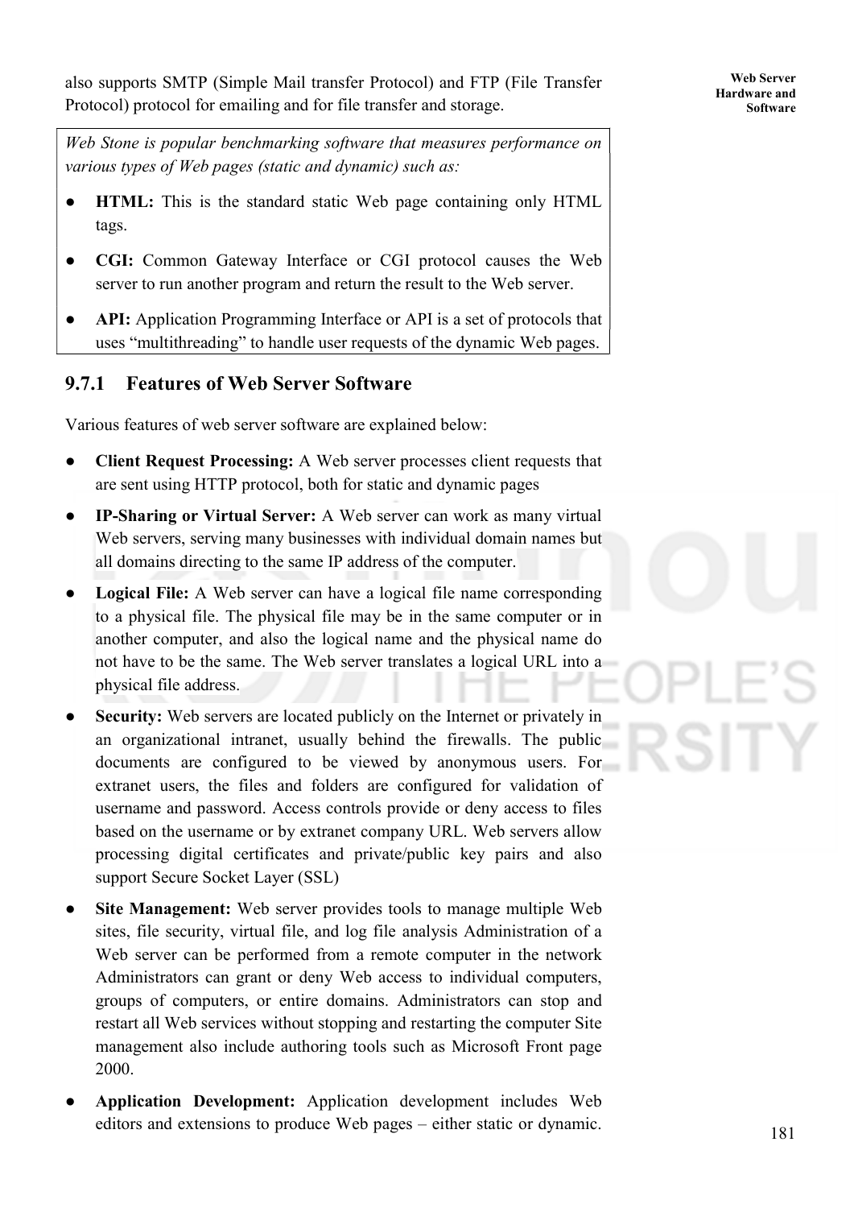also supports SMTP (Simple Mail transfer Protocol) and FTP (File Transfer Protocol) protocol for emailing and for file transfer and storage.

*Web Stone is popular benchmarking software that measures performance on various types of Web pages (static and dynamic) such as:*

- **HTML:** This is the standard static Web page containing only HTML tags.
- **CGI:** Common Gateway Interface or CGI protocol causes the Web server to run another program and return the result to the Web server.
- **API:** Application Programming Interface or API is a set of protocols that uses "multithreading" to handle user requests of the dynamic Web pages.

### 9.7.1 Features of Web Server Software

Various features of web server software are explained below:

- **Client Request Processing:** A Web server processes client requests that are sent using HTTP protocol, both for static and dynamic pages
- **IP-Sharing or Virtual Server:** A Web server can work as many virtual Web servers, serving many businesses with individual domain names but all domains directing to the same IP address of the computer.
- **Logical File:** A Web server can have a logical file name corresponding to a physical file. The physical file may be in the same computer or in another computer, and also the logical name and the physical name do not have to be the same. The Web server translates a logical URL into a physical file address.
- **Security:** Web servers are located publicly on the Internet or privately in an organizational intranet, usually behind the firewalls. The public documents are configured to be viewed by anonymous users. For extranet users, the files and folders are configured for validation of username and password. Access controls provide or deny access to files based on the username or by extranet company URL. Web servers allow processing digital certificates and private/public key pairs and also support Secure Socket Layer (SSL)
- **Site Management:** Web server provides tools to manage multiple Web sites, file security, virtual file, and log file analysis Administration of a Web server can be performed from a remote computer in the network Administrators can grant or deny Web access to individual computers, groups of computers, or entire domains. Administrators can stop and restart all Web services without stopping and restarting the computer Site management also include authoring tools such as Microsoft Front page 2000.
- **Application Development:** Application development includes Web editors and extensions to produce Web pages – either static or dynamic.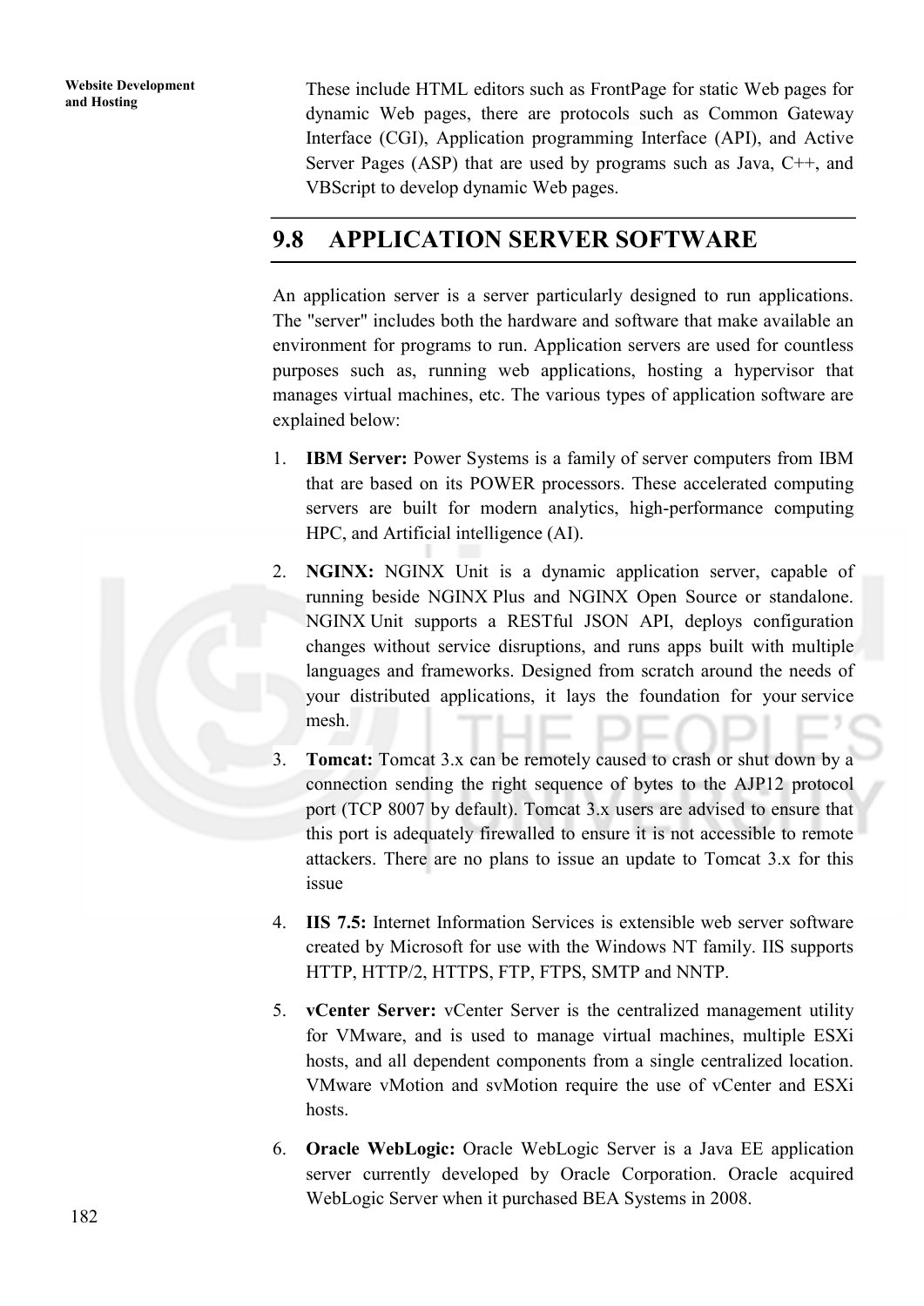These include HTML editors such as FrontPage for static Web pages for dynamic Web pages, there are protocols such as Common Gateway Interface (CGI), Application programming Interface (API), and Active Server Pages (ASP) that are used by programs such as Java, C++, and VBScript to develop dynamic Web pages.

## 9.8 APPLICATION SERVER SOFTWARE

An application server is a server particularly designed to run applications. The "server" includes both the hardware and software that make available an environment for programs to run. Application servers are used for countless purposes such as, running web applications, hosting a hypervisor that manages virtual machines, etc. The various types of application software are explained below:

1. **IBM Server:** Power Systems is a family of server computers from IBM that are based on its POWER processors. These accelerated computing servers are built for modern analytics, high-performance computing HPC, and Artificial intelligence (AI).

2. **NGINX:** NGINX Unit is a dynamic application server, capable of running beside NGINX Plus and NGINX Open Source or standalone. NGINX Unit supports a RESTful JSON API, deploys configuration changes without service disruptions, and runs apps built with multiple languages and frameworks. Designed from scratch around the needs of your distributed applications, it lays the foundation for your service mesh.

3. **Tomcat:** Tomcat 3.x can be remotely caused to crash or shut down by a connection sending the right sequence of bytes to the AJP12 protocol port (TCP 8007 by default). Tomcat 3.x users are advised to ensure that this port is adequately firewalled to ensure it is not accessible to remote attackers. There are no plans to issue an update to Tomcat 3.x for this issue

4. **IIS 7.5:** Internet Information Services is extensible web server software created by Microsoft for use with the Windows NT family. IIS supports HTTP, HTTP/2, HTTPS, FTP, FTPS, SMTP and NNTP.

5. **vCenter Server:** vCenter Server is the centralized management utility for VMware, and is used to manage virtual machines, multiple ESXi hosts, and all dependent components from a single centralized location. VMware vMotion and svMotion require the use of vCenter and ESXi hosts.

6. **Oracle WebLogic:** Oracle WebLogic Server is a Java EE application server currently developed by Oracle Corporation. Oracle acquired WebLogic Server when it purchased BEA Systems in 2008.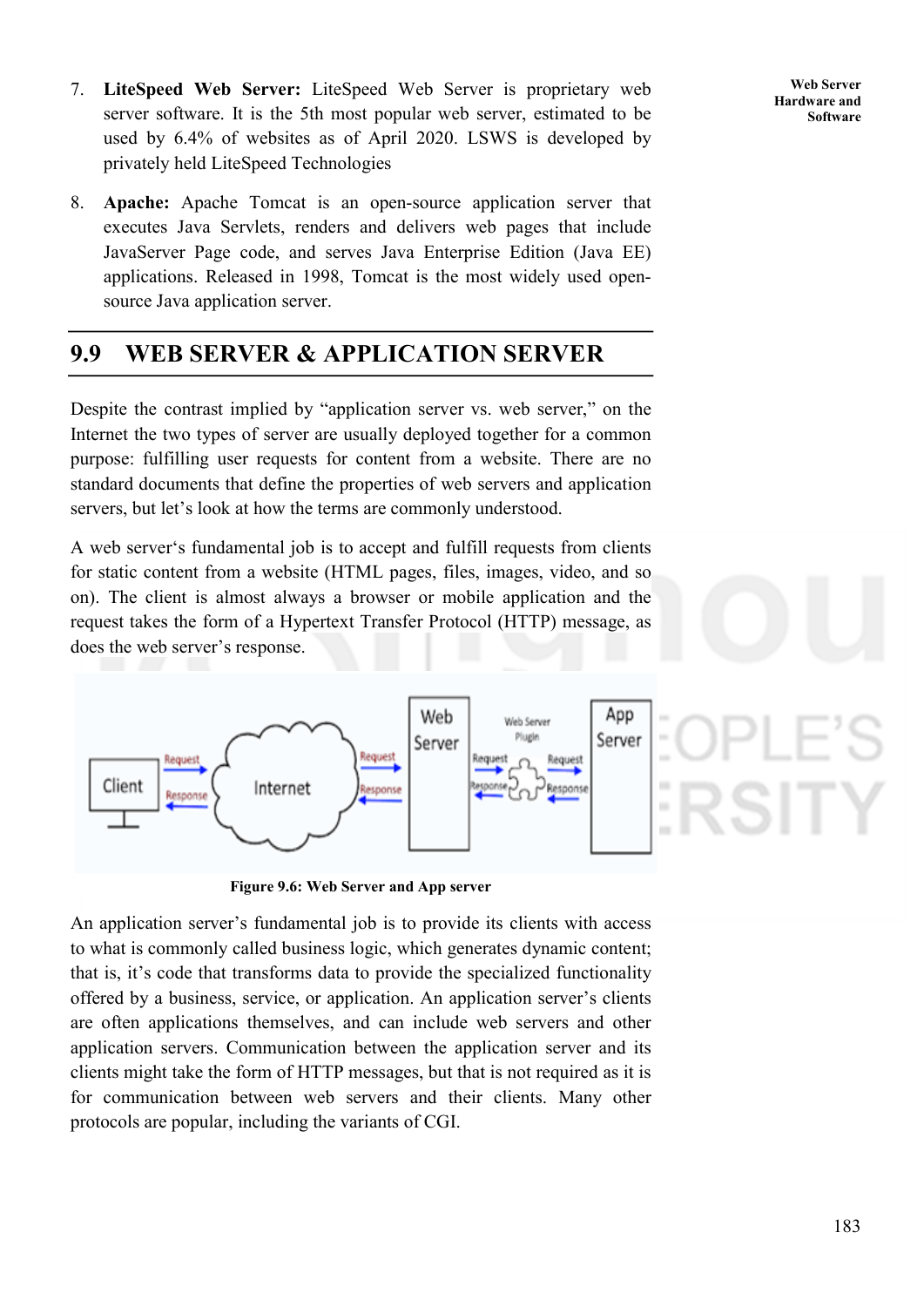7. **LiteSpeed Web Server:** LiteSpeed Web Server is proprietary web server software. It is the 5th most popular web server, estimated to be used by 6.4% of websites as of April 2020. LSWS is developed by privately held LiteSpeed Technologies

8. **Apache:** Apache Tomcat is an open-source application server that executes Java Servlets, renders and delivers web pages that include JavaServer Page code, and serves Java Enterprise Edition (Java EE) applications. Released in 1998, Tomcat is the most widely used open-source Java application server.

## 9.9 WEB SERVER & APPLICATION SERVER

Despite the contrast implied by "application server vs. web server," on the Internet the two types of server are usually deployed together for a common purpose: fulfilling user requests for content from a website. There are no standard documents that define the properties of web servers and application servers, but let's look at how the terms are commonly understood.

A web server's fundamental job is to accept and fulfill requests from clients for static content from a website (HTML pages, files, images, video, and so on). The client is almost always a browser or mobile application and the request takes the form of a Hypertext Transfer Protocol (HTTP) message, as does the web server's response.

**Figure 9.6: Web Server and App server**

An application server's fundamental job is to provide its clients with access to what is commonly called business logic, which generates dynamic content; that is, it's code that transforms data to provide the specialized functionality offered by a business, service, or application. An application server's clients are often applications themselves, and can include web servers and other application servers. Communication between the application server and its clients might take the form of HTTP messages, but that is not required as it is for communication between web servers and their clients. Many other protocols are popular, including the variants of CGI.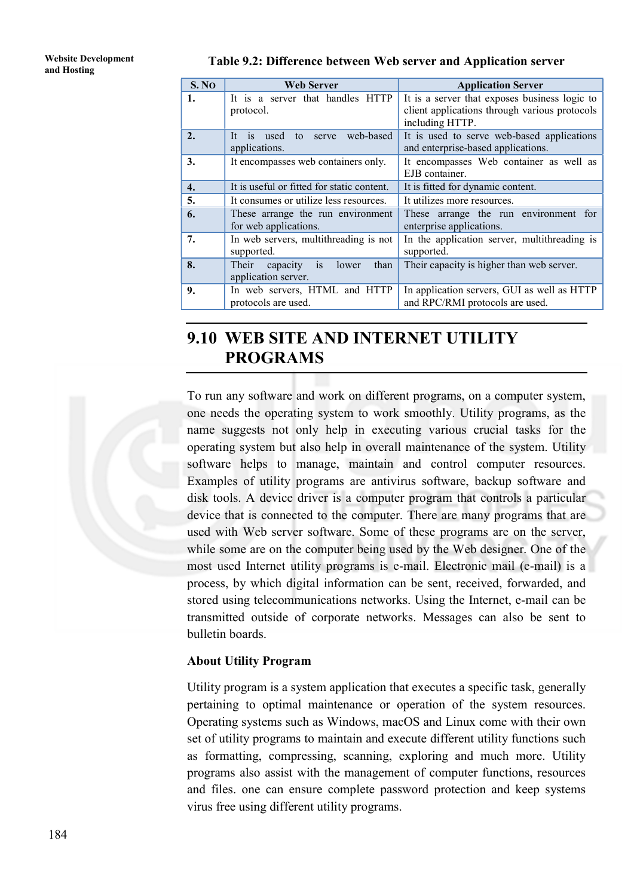**Table 9.2: Difference between Web server and Application server**

| S. No | Web Server | Application Server |
|---|---|---|
| **1.** | It is a server that handles HTTP protocol. | It is a server that exposes business logic to client applications through various protocols including HTTP. |
| **2.** | It is used to serve web-based applications. | It is used to serve web-based applications and enterprise-based applications. |
| **3.** | It encompasses web containers only. | It encompasses Web container as well as EJB container. |
| **4.** | It is useful or fitted for static content. | It is fitted for dynamic content. |
| **5.** | It consumes or utilize less resources. | It utilizes more resources. |
| **6.** | These arrange the run environment for web applications. | These arrange the run environment for enterprise applications. |
| **7.** | In web servers, multithreading is not supported. | In the application server, multithreading is supported. |
| **8.** | Their capacity is lower than application server. | Their capacity is higher than web server. |
| **9.** | In web servers, HTML and HTTP protocols are used. | In application servers, GUI as well as HTTP and RPC/RMI protocols are used. |

## 9.10 WEB SITE AND INTERNET UTILITY PROGRAMS

To run any software and work on different programs, on a computer system, one needs the operating system to work smoothly. Utility programs, as the name suggests not only help in executing various crucial tasks for the operating system but also help in overall maintenance of the system. Utility software helps to manage, maintain and control computer resources. Examples of utility programs are antivirus software, backup software and disk tools. A device driver is a computer program that controls a particular device that is connected to the computer. There are many programs that are used with Web server software. Some of these programs are on the server, while some are on the computer being used by the Web designer. One of the most used Internet utility programs is e-mail. Electronic mail (e-mail) is a process, by which digital information can be sent, received, forwarded, and stored using telecommunications networks. Using the Internet, e-mail can be transmitted outside of corporate networks. Messages can also be sent to bulletin boards.

**About Utility Program**

Utility program is a system application that executes a specific task, generally pertaining to optimal maintenance or operation of the system resources. Operating systems such as Windows, macOS and Linux come with their own set of utility programs to maintain and execute different utility functions such as formatting, compressing, scanning, exploring and much more. Utility programs also assist with the management of computer functions, resources and files. one can ensure complete password protection and keep systems virus free using different utility programs.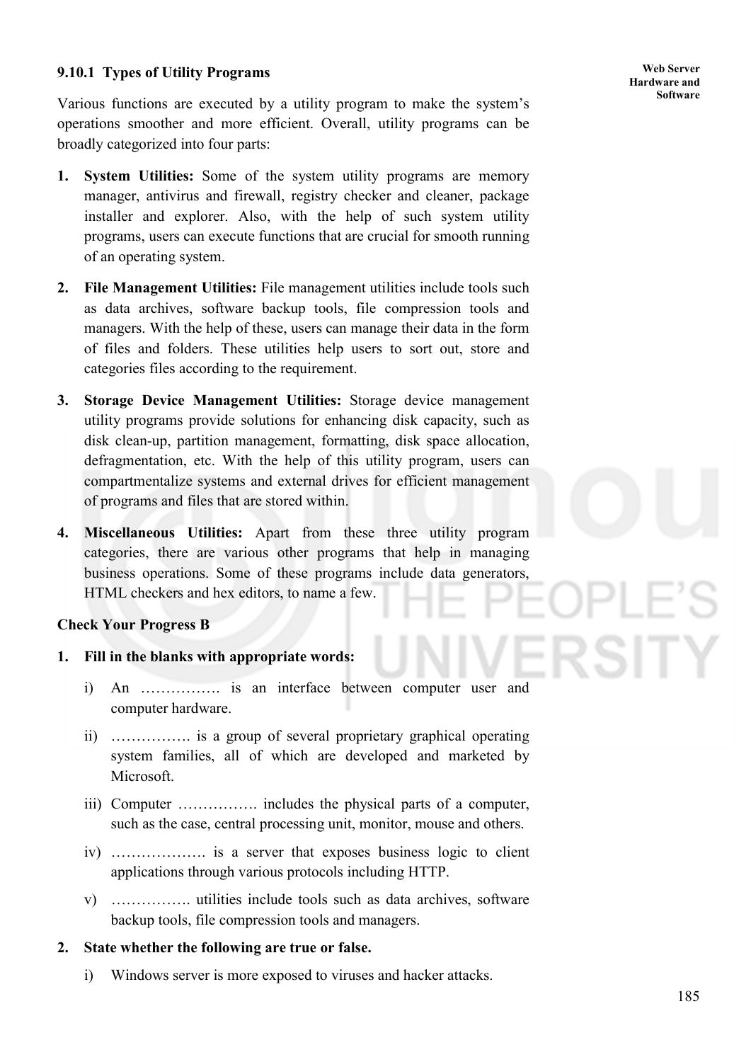### 9.10.1 Types of Utility Programs

Various functions are executed by a utility program to make the system's operations smoother and more efficient. Overall, utility programs can be broadly categorized into four parts:

1. **System Utilities:** Some of the system utility programs are memory manager, antivirus and firewall, registry checker and cleaner, package installer and explorer. Also, with the help of such system utility programs, users can execute functions that are crucial for smooth running of an operating system.

2. **File Management Utilities:** File management utilities include tools such as data archives, software backup tools, file compression tools and managers. With the help of these, users can manage their data in the form of files and folders. These utilities help users to sort out, store and categories files according to the requirement.

3. **Storage Device Management Utilities:** Storage device management utility programs provide solutions for enhancing disk capacity, such as disk clean-up, partition management, formatting, disk space allocation, defragmentation, etc. With the help of this utility program, users can compartmentalize systems and external drives for efficient management of programs and files that are stored within.

4. **Miscellaneous Utilities:** Apart from these three utility program categories, there are various other programs that help in managing business operations. Some of these programs include data generators, HTML checkers and hex editors, to name a few.

**Check Your Progress B**

1. **Fill in the blanks with appropriate words:**

   i) An ……………. is an interface between computer user and computer hardware.

   ii) ……………. is a group of several proprietary graphical operating system families, all of which are developed and marketed by Microsoft.

   iii) Computer ……………. includes the physical parts of a computer, such as the case, central processing unit, monitor, mouse and others.

   iv) ………………. is a server that exposes business logic to client applications through various protocols including HTTP.

   v) ……………. utilities include tools such as data archives, software backup tools, file compression tools and managers.

2. **State whether the following are true or false.**

   i) Windows server is more exposed to viruses and hacker attacks.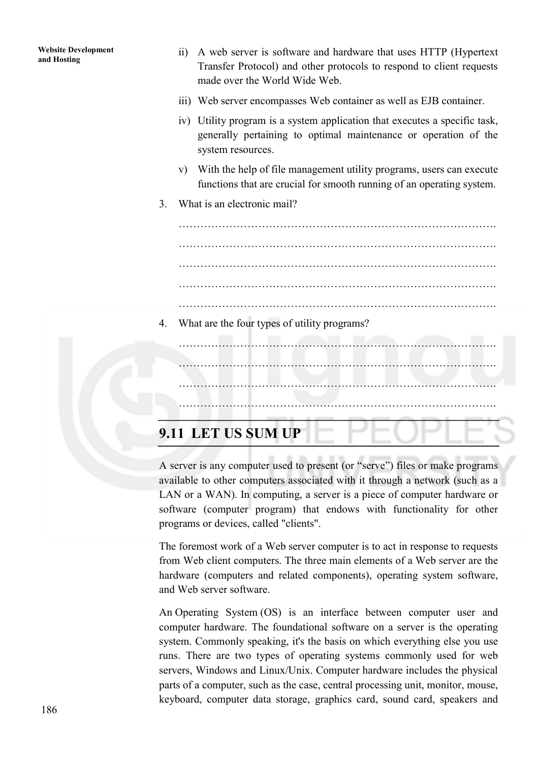ii) A web server is software and hardware that uses HTTP (Hypertext Transfer Protocol) and other protocols to respond to client requests made over the World Wide Web.

iii) Web server encompasses Web container as well as EJB container.

iv) Utility program is a system application that executes a specific task, generally pertaining to optimal maintenance or operation of the system resources.

v) With the help of file management utility programs, users can execute functions that are crucial for smooth running of an operating system.

3. What is an electronic mail?

…………………………………………………………………………….

…………………………………………………………………………….

…………………………………………………………………………….

…………………………………………………………………………….

…………………………………………………………………………….

4. What are the four types of utility programs?

…………………………………………………………………………….

…………………………………………………………………………….

…………………………………………………………………………….

…………………………………………………………………………….

## 9.11 LET US SUM UP

A server is any computer used to present (or "serve") files or make programs available to other computers associated with it through a network (such as a LAN or a WAN). In computing, a server is a piece of computer hardware or software (computer program) that endows with functionality for other programs or devices, called "clients".

The foremost work of a Web server computer is to act in response to requests from Web client computers. The three main elements of a Web server are the hardware (computers and related components), operating system software, and Web server software.

An Operating System (OS) is an interface between computer user and computer hardware. The foundational software on a server is the operating system. Commonly speaking, it's the basis on which everything else you use runs. There are two types of operating systems commonly used for web servers, Windows and Linux/Unix. Computer hardware includes the physical parts of a computer, such as the case, central processing unit, monitor, mouse, keyboard, computer data storage, graphics card, sound card, speakers and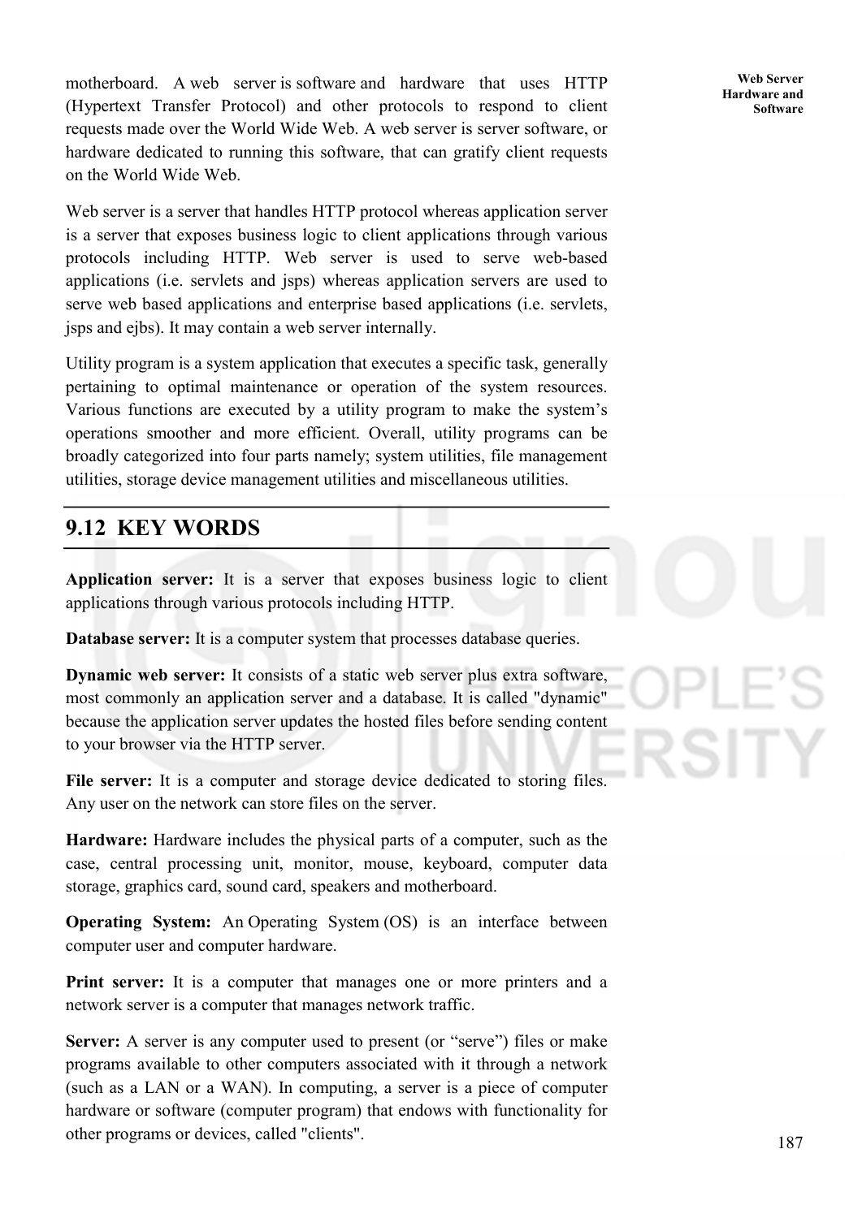motherboard. A web server is software and hardware that uses HTTP (Hypertext Transfer Protocol) and other protocols to respond to client requests made over the World Wide Web. A web server is server software, or hardware dedicated to running this software, that can gratify client requests on the World Wide Web.

Web server is a server that handles HTTP protocol whereas application server is a server that exposes business logic to client applications through various protocols including HTTP. Web server is used to serve web-based applications (i.e. servlets and jsps) whereas application servers are used to serve web based applications and enterprise based applications (i.e. servlets, jsps and ejbs). It may contain a web server internally.

Utility program is a system application that executes a specific task, generally pertaining to optimal maintenance or operation of the system resources. Various functions are executed by a utility program to make the system's operations smoother and more efficient. Overall, utility programs can be broadly categorized into four parts namely; system utilities, file management utilities, storage device management utilities and miscellaneous utilities.

## 9.12 KEY WORDS

**Application server:** It is a server that exposes business logic to client applications through various protocols including HTTP.

**Database server:** It is a computer system that processes database queries.

**Dynamic web server:** It consists of a static web server plus extra software, most commonly an application server and a database. It is called "dynamic" because the application server updates the hosted files before sending content to your browser via the HTTP server.

**File server:** It is a computer and storage device dedicated to storing files. Any user on the network can store files on the server.

**Hardware:** Hardware includes the physical parts of a computer, such as the case, central processing unit, monitor, mouse, keyboard, computer data storage, graphics card, sound card, speakers and motherboard.

**Operating System:** An Operating System (OS) is an interface between computer user and computer hardware.

**Print server:** It is a computer that manages one or more printers and a network server is a computer that manages network traffic.

**Server:** A server is any computer used to present (or "serve") files or make programs available to other computers associated with it through a network (such as a LAN or a WAN). In computing, a server is a piece of computer hardware or software (computer program) that endows with functionality for other programs or devices, called "clients".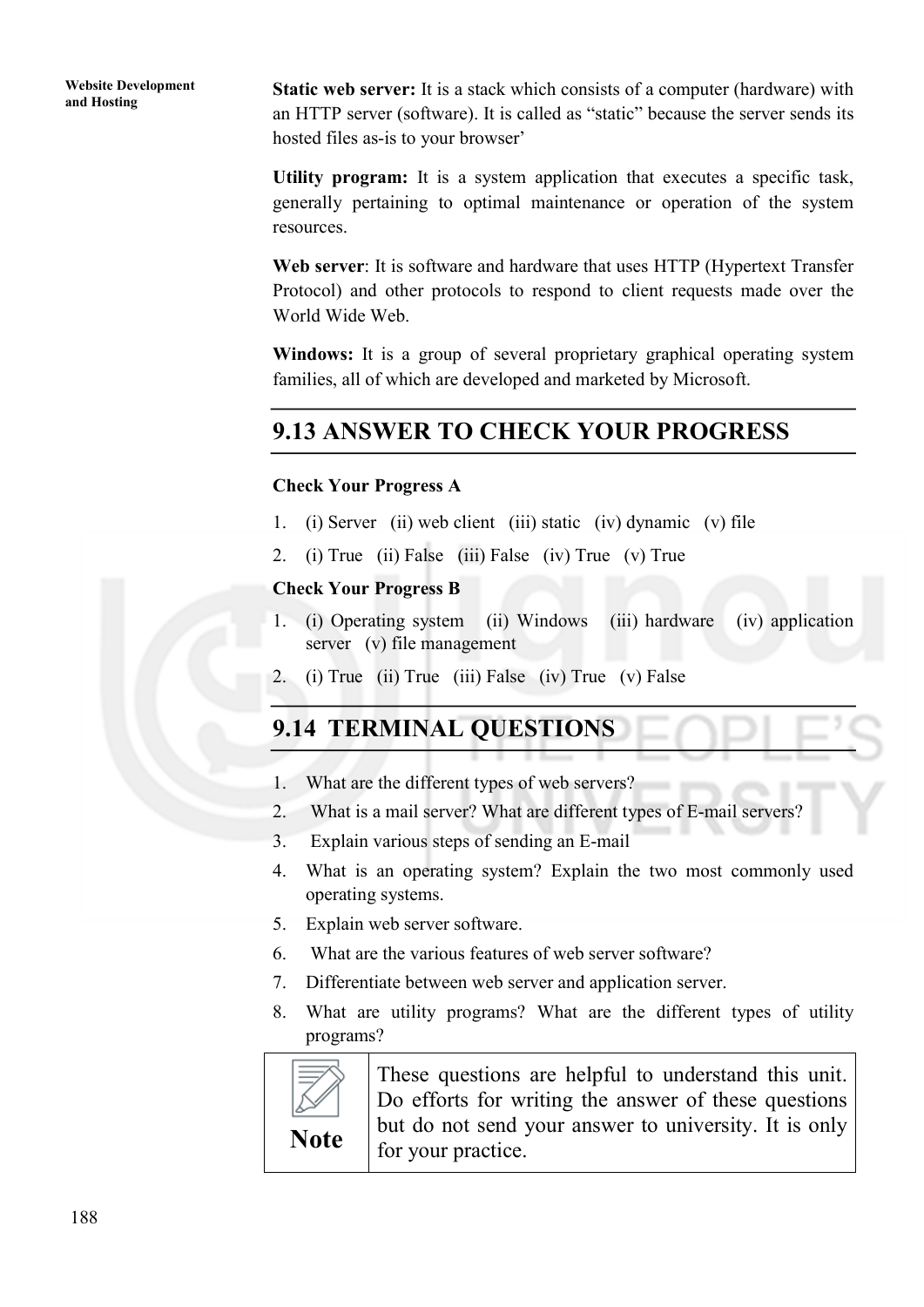**Static web server:** It is a stack which consists of a computer (hardware) with an HTTP server (software). It is called as "static" because the server sends its hosted files as-is to your browser'

**Utility program:** It is a system application that executes a specific task, generally pertaining to optimal maintenance or operation of the system resources.

**Web server**: It is software and hardware that uses HTTP (Hypertext Transfer Protocol) and other protocols to respond to client requests made over the World Wide Web.

**Windows:** It is a group of several proprietary graphical operating system families, all of which are developed and marketed by Microsoft.

## 9.13 ANSWER TO CHECK YOUR PROGRESS

**Check Your Progress A**

1. (i) Server (ii) web client (iii) static (iv) dynamic (v) file
2. (i) True (ii) False (iii) False (iv) True (v) True

**Check Your Progress B**

1. (i) Operating system (ii) Windows (iii) hardware (iv) application server (v) file management
2. (i) True (ii) True (iii) False (iv) True (v) False

## 9.14 TERMINAL QUESTIONS

1. What are the different types of web servers?
2. What is a mail server? What are different types of E-mail servers?
3. Explain various steps of sending an E-mail
4. What is an operating system? Explain the two most commonly used operating systems.
5. Explain web server software.
6. What are the various features of web server software?
7. Differentiate between web server and application server.
8. What are utility programs? What are the different types of utility programs?

| | |
|---|---|
| **Note** | These questions are helpful to understand this unit. Do efforts for writing the answer of these questions but do not send your answer to university. It is only for your practice. |